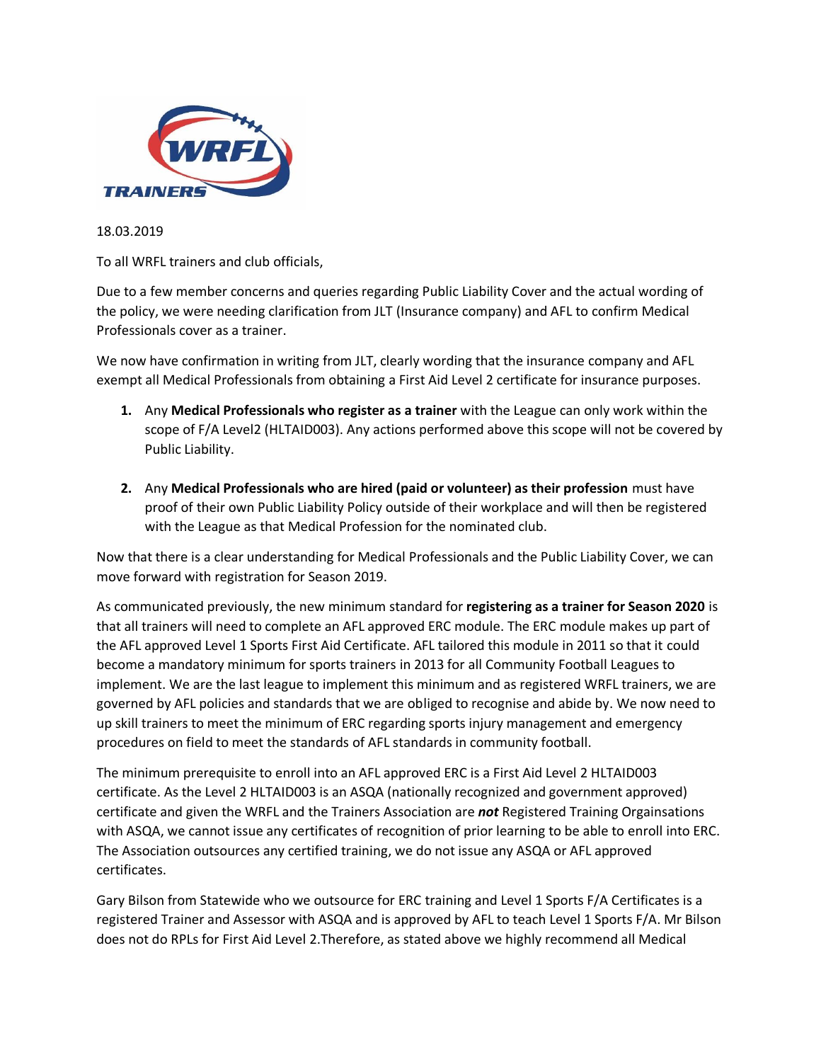18.03.2019

To all WRFL trainers and club officials,

Due to a few member concerns and queries regarding Public Liability Cover and the actual wording of the policy, we were needing clarification from JLT (Insurance company) and AFL to confirm Medical Professionals cover as a trainer.

We now have confirmation in writing from JLT, clearly wording that the insurance company and AFL exempt all Medical Professionals from obtaining a First Aid Level 2 certificate for insurance purposes.

1. Any **Medical Professionals who register as a trainer** with the League can only work within the scope of F/A Level2 (HLTAID003). Any actions performed above this scope will not be covered by Public Liability.

2. Any **Medical Professionals who are hired (paid or volunteer) as their profession** must have proof of their own Public Liability Policy outside of their workplace and will then be registered with the League as that Medical Profession for the nominated club.

Now that there is a clear understanding for Medical Professionals and the Public Liability Cover, we can move forward with registration for Season 2019.

As communicated previously, the new minimum standard for **registering as a trainer for Season 2020** is that all trainers will need to complete an AFL approved ERC module. The ERC module makes up part of the AFL approved Level 1 Sports First Aid Certificate. AFL tailored this module in 2011 so that it could become a mandatory minimum for sports trainers in 2013 for all Community Football Leagues to implement. We are the last league to implement this minimum and as registered WRFL trainers, we are governed by AFL policies and standards that we are obliged to recognise and abide by. We now need to up skill trainers to meet the minimum of ERC regarding sports injury management and emergency procedures on field to meet the standards of AFL standards in community football.

The minimum prerequisite to enroll into an AFL approved ERC is a First Aid Level 2 HLTAID003 certificate. As the Level 2 HLTAID003 is an ASQA (nationally recognized and government approved) certificate and given the WRFL and the Trainers Association are ***not*** Registered Training Orgainsations with ASQA, we cannot issue any certificates of recognition of prior learning to be able to enroll into ERC. The Association outsources any certified training, we do not issue any ASQA or AFL approved certificates.

Gary Bilson from Statewide who we outsource for ERC training and Level 1 Sports F/A Certificates is a registered Trainer and Assessor with ASQA and is approved by AFL to teach Level 1 Sports F/A. Mr Bilson does not do RPLs for First Aid Level 2.Therefore, as stated above we highly recommend all Medical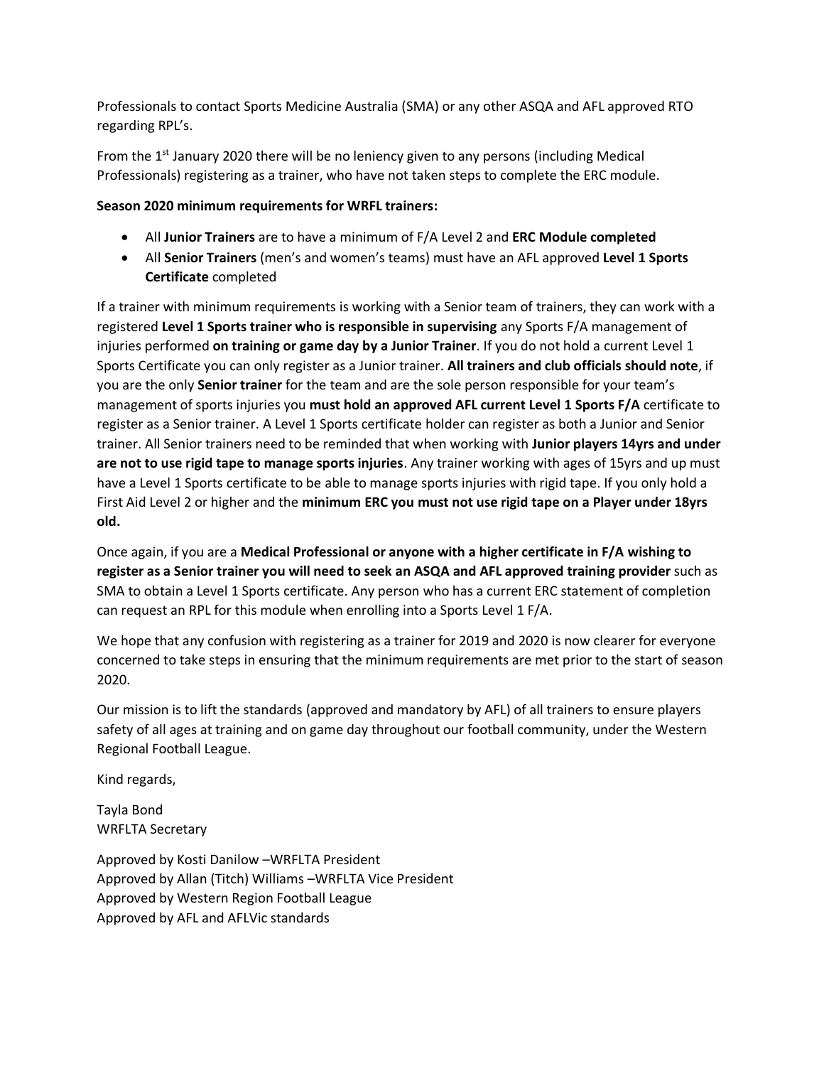Professionals to contact Sports Medicine Australia (SMA) or any other ASQA and AFL approved RTO regarding RPL's.

From the 1st January 2020 there will be no leniency given to any persons (including Medical Professionals) registering as a trainer, who have not taken steps to complete the ERC module.

**Season 2020 minimum requirements for WRFL trainers:**

- All **Junior Trainers** are to have a minimum of F/A Level 2 and **ERC Module completed**
- All **Senior Trainers** (men's and women's teams) must have an AFL approved **Level 1 Sports Certificate** completed

If a trainer with minimum requirements is working with a Senior team of trainers, they can work with a registered **Level 1 Sports trainer who is responsible in supervising** any Sports F/A management of injuries performed **on training or game day by a Junior Trainer**. If you do not hold a current Level 1 Sports Certificate you can only register as a Junior trainer. **All trainers and club officials should note**, if you are the only **Senior trainer** for the team and are the sole person responsible for your team's management of sports injuries you **must hold an approved AFL current Level 1 Sports F/A** certificate to register as a Senior trainer. A Level 1 Sports certificate holder can register as both a Junior and Senior trainer. All Senior trainers need to be reminded that when working with **Junior players 14yrs and under are not to use rigid tape to manage sports injuries**. Any trainer working with ages of 15yrs and up must have a Level 1 Sports certificate to be able to manage sports injuries with rigid tape. If you only hold a First Aid Level 2 or higher and the **minimum ERC you must not use rigid tape on a Player under 18yrs old.**

Once again, if you are a **Medical Professional or anyone with a higher certificate in F/A wishing to register as a Senior trainer you will need to seek an ASQA and AFL approved training provider** such as SMA to obtain a Level 1 Sports certificate. Any person who has a current ERC statement of completion can request an RPL for this module when enrolling into a Sports Level 1 F/A.

We hope that any confusion with registering as a trainer for 2019 and 2020 is now clearer for everyone concerned to take steps in ensuring that the minimum requirements are met prior to the start of season 2020.

Our mission is to lift the standards (approved and mandatory by AFL) of all trainers to ensure players safety of all ages at training and on game day throughout our football community, under the Western Regional Football League.

Kind regards,

Tayla Bond
WRFLTA Secretary

Approved by Kosti Danilow –WRFLTA President
Approved by Allan (Titch) Williams –WRFLTA Vice President
Approved by Western Region Football League
Approved by AFL and AFLVic standards